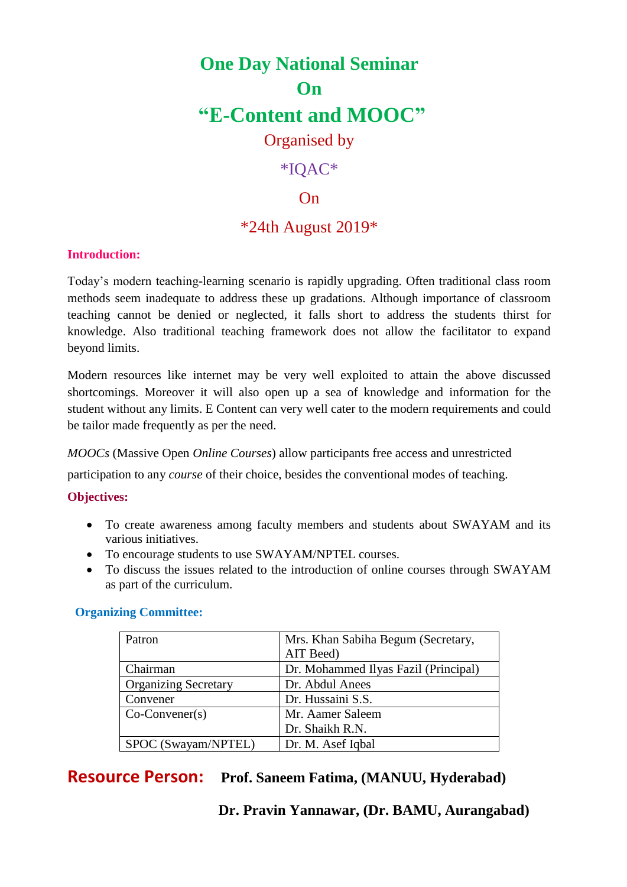# One Day National Seminar
# On
# "E-Content and MOOC"

Organised by

*IQAC*

On

*24th August 2019*

**Introduction:**

Today's modern teaching-learning scenario is rapidly upgrading. Often traditional class room methods seem inadequate to address these up gradations. Although importance of classroom teaching cannot be denied or neglected, it falls short to address the students thirst for knowledge. Also traditional teaching framework does not allow the facilitator to expand beyond limits.

Modern resources like internet may be very well exploited to attain the above discussed shortcomings. Moreover it will also open up a sea of knowledge and information for the student without any limits. E Content can very well cater to the modern requirements and could be tailor made frequently as per the need.

*MOOCs* (Massive Open *Online Courses*) allow participants free access and unrestricted participation to any *course* of their choice, besides the conventional modes of teaching.

**Objectives:**

- To create awareness among faculty members and students about SWAYAM and its various initiatives.
- To encourage students to use SWAYAM/NPTEL courses.
- To discuss the issues related to the introduction of online courses through SWAYAM as part of the curriculum.

**Organizing Committee:**

| | |
|---|---|
| Patron | Mrs. Khan Sabiha Begum (Secretary, AIT Beed) |
| Chairman | Dr. Mohammed Ilyas Fazil (Principal) |
| Organizing Secretary | Dr. Abdul Anees |
| Convener | Dr. Hussaini S.S. |
| Co-Convener(s) | Mr. Aamer Saleem<br>Dr. Shaikh R.N. |
| SPOC (Swayam/NPTEL) | Dr. M. Asef Iqbal |

**Resource Person:** **Prof. Saneem Fatima, (MANUU, Hyderabad)**

**Dr. Pravin Yannawar, (Dr. BAMU, Aurangabad)**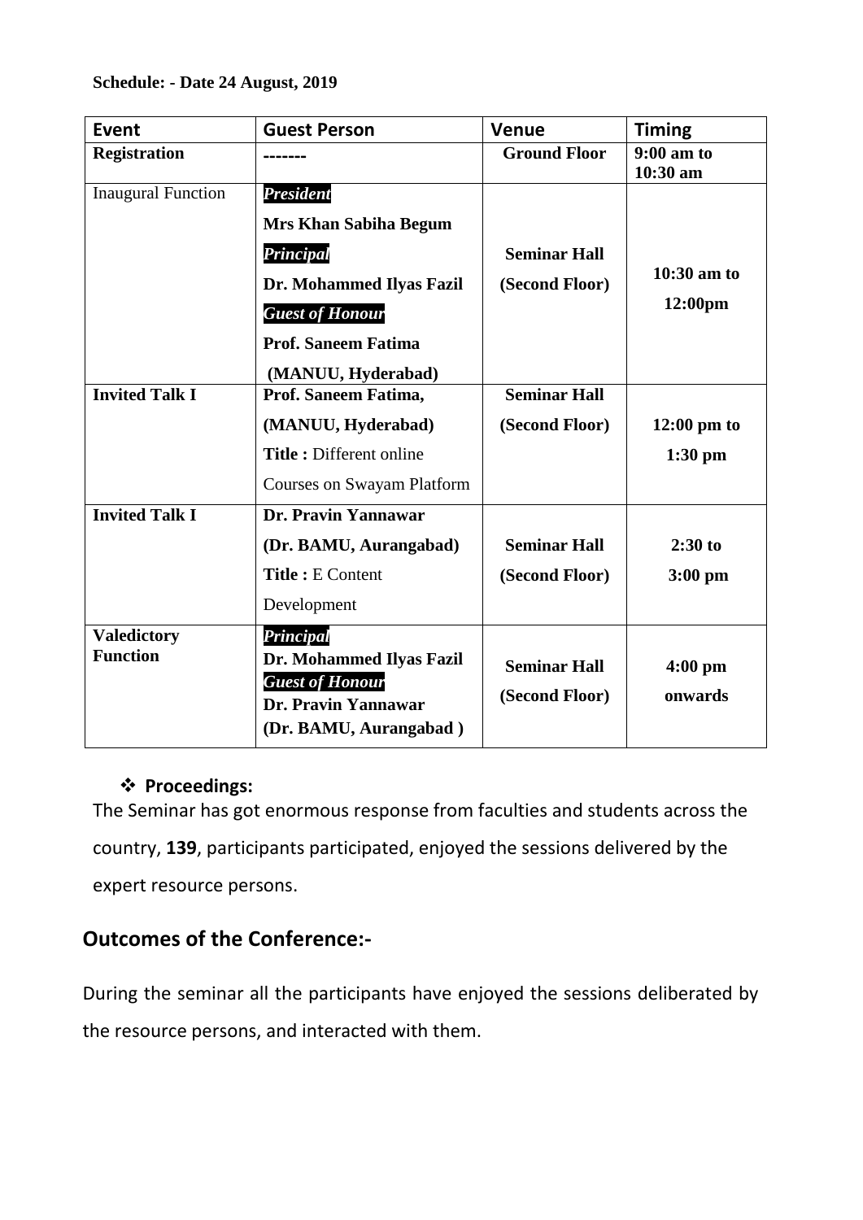**Schedule: - Date 24 August, 2019**

| Event | Guest Person | Venue | Timing |
|---|---|---|---|
| **Registration** | ------- | **Ground Floor** | **9:00 am to 10:30 am** |
| Inaugural Function | ***President*** **Mrs Khan Sabiha Begum** ***Principal*** **Dr. Mohammed Ilyas Fazil** ***Guest of Honour*** **Prof. Saneem Fatima (MANUU, Hyderabad)** | **Seminar Hall (Second Floor)** | **10:30 am to 12:00pm** |
| **Invited Talk I** | **Prof. Saneem Fatima, (MANUU, Hyderabad)** **Title :** Different online Courses on Swayam Platform | **Seminar Hall (Second Floor)** | **12:00 pm to 1:30 pm** |
| **Invited Talk I** | **Dr. Pravin Yannawar (Dr. BAMU, Aurangabad)** **Title :** E Content Development | **Seminar Hall (Second Floor)** | **2:30 to 3:00 pm** |
| **Valedictory Function** | ***Principal*** **Dr. Mohammed Ilyas Fazil** ***Guest of Honour*** **Dr. Pravin Yannawar (Dr. BAMU, Aurangabad )** | **Seminar Hall (Second Floor)** | **4:00 pm onwards** |

- ❖ **Proceedings:**

The Seminar has got enormous response from faculties and students across the country, **139**, participants participated, enjoyed the sessions delivered by the expert resource persons.

## Outcomes of the Conference:-

During the seminar all the participants have enjoyed the sessions deliberated by the resource persons, and interacted with them.